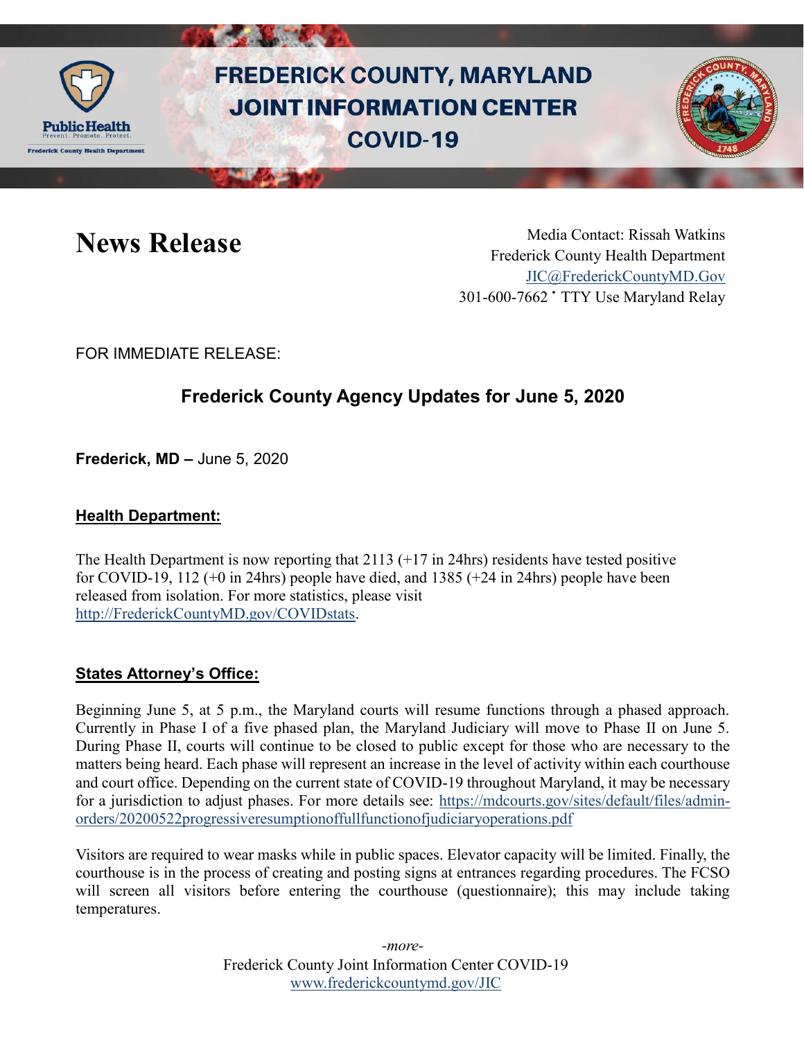# FREDERICK COUNTY, MARYLAND JOINT INFORMATION CENTER COVID-19

## News Release

Media Contact: Rissah Watkins
Frederick County Health Department
JIC@FrederickCountyMD.Gov
301-600-7662 • TTY Use Maryland Relay

FOR IMMEDIATE RELEASE:

## Frederick County Agency Updates for June 5, 2020

**Frederick, MD –** June 5, 2020

### Health Department:

The Health Department is now reporting that 2113 (+17 in 24hrs) residents have tested positive for COVID-19, 112 (+0 in 24hrs) people have died, and 1385 (+24 in 24hrs) people have been released from isolation. For more statistics, please visit http://FrederickCountyMD.gov/COVIDstats.

### States Attorney's Office:

Beginning June 5, at 5 p.m., the Maryland courts will resume functions through a phased approach. Currently in Phase I of a five phased plan, the Maryland Judiciary will move to Phase II on June 5. During Phase II, courts will continue to be closed to public except for those who are necessary to the matters being heard. Each phase will represent an increase in the level of activity within each courthouse and court office. Depending on the current state of COVID-19 throughout Maryland, it may be necessary for a jurisdiction to adjust phases. For more details see: https://mdcourts.gov/sites/default/files/admin-orders/20200522progressiveresumptionoffullfunctionofjudiciaryoperations.pdf

Visitors are required to wear masks while in public spaces. Elevator capacity will be limited. Finally, the courthouse is in the process of creating and posting signs at entrances regarding procedures. The FCSO will screen all visitors before entering the courthouse (questionnaire); this may include taking temperatures.

*-more-*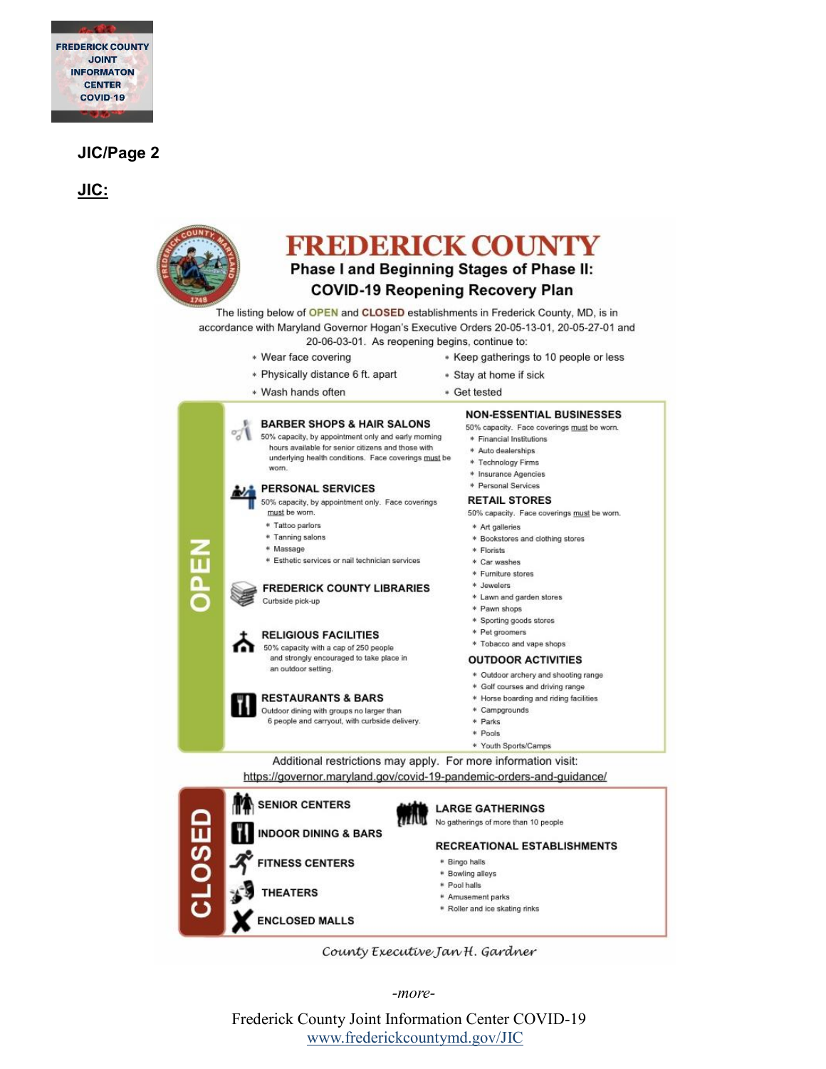**JIC/Page 2**

**JIC:**

# FREDERICK COUNTY

## Phase I and Beginning Stages of Phase II: COVID-19 Reopening Recovery Plan

The listing below of **OPEN** and **CLOSED** establishments in Frederick County, MD, is in accordance with Maryland Governor Hogan's Executive Orders 20-05-13-01, 20-05-27-01 and 20-06-03-01. As reopening begins, continue to:

* Wear face covering
* Physically distance 6 ft. apart
* Wash hands often
* Keep gatherings to 10 people or less
* Stay at home if sick
* Get tested

## OPEN

### BARBER SHOPS & HAIR SALONS

50% capacity, by appointment only and early morning hours available for senior citizens and those with underlying health conditions. Face coverings must be worn.

### PERSONAL SERVICES

50% capacity, by appointment only. Face coverings must be worn.

* Tattoo parlors
* Tanning salons
* Massage
* Esthetic services or nail technician services

### FREDERICK COUNTY LIBRARIES

Curbside pick-up

### RELIGIOUS FACILITIES

50% capacity with a cap of 250 people and strongly encouraged to take place in an outdoor setting.

### RESTAURANTS & BARS

Outdoor dining with groups no larger than 6 people and carryout, with curbside delivery.

### NON-ESSENTIAL BUSINESSES

50% capacity. Face coverings must be worn.

* Financial Institutions
* Auto dealerships
* Technology Firms
* Insurance Agencies
* Personal Services

### RETAIL STORES

50% capacity. Face coverings must be worn.

* Art galleries
* Bookstores and clothing stores
* Florists
* Car washes
* Furniture stores
* Jewelers
* Lawn and garden stores
* Pawn shops
* Sporting goods stores
* Pet groomers
* Tobacco and vape shops

### OUTDOOR ACTIVITIES

* Outdoor archery and shooting range
* Golf courses and driving range
* Horse boarding and riding facilities
* Campgrounds
* Parks
* Pools
* Youth Sports/Camps

Additional restrictions may apply. For more information visit: https://governor.maryland.gov/covid-19-pandemic-orders-and-guidance/

## CLOSED

### SENIOR CENTERS

### INDOOR DINING & BARS

### FITNESS CENTERS

### THEATERS

### ENCLOSED MALLS

### LARGE GATHERINGS

No gatherings of more than 10 people

### RECREATIONAL ESTABLISHMENTS

* Bingo halls
* Bowling alleys
* Pool halls
* Amusement parks
* Roller and ice skating rinks

*County Executive Jan H. Gardner*

*-more-*

Frederick County Joint Information Center COVID-19
www.frederickcountymd.gov/JIC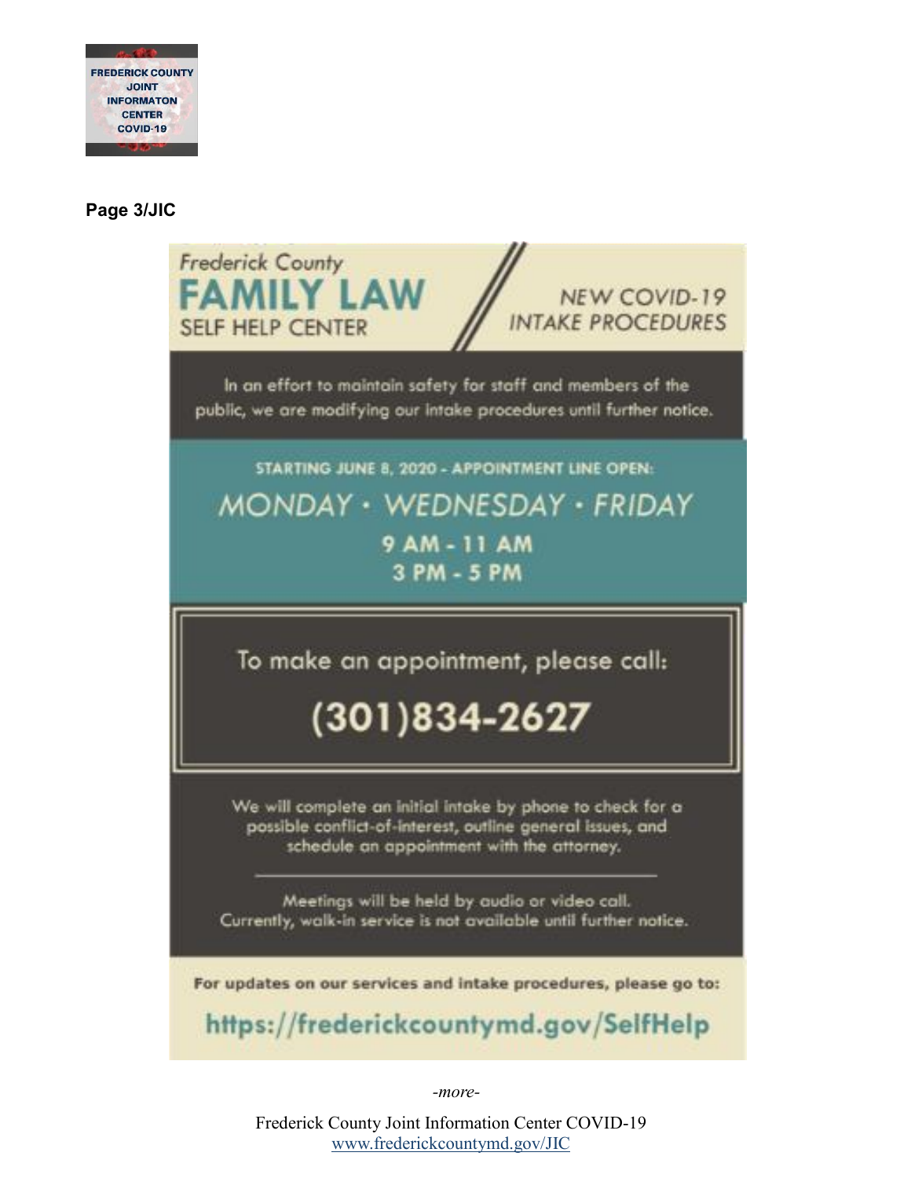**Page 3/JIC**

Frederick County
# FAMILY LAW
SELF HELP CENTER

NEW COVID-19 INTAKE PROCEDURES

In an effort to maintain safety for staff and members of the public, we are modifying our intake procedures until further notice.

STARTING JUNE 8, 2020 - APPOINTMENT LINE OPEN:

## MONDAY · WEDNESDAY · FRIDAY

**9 AM - 11 AM**
**3 PM - 5 PM**

To make an appointment, please call:

## (301)834-2627

We will complete an initial intake by phone to check for a possible conflict-of-interest, outline general issues, and schedule an appointment with the attorney.

---

Meetings will be held by audio or video call.
Currently, walk-in service is not available until further notice.

**For updates on our services and intake procedures, please go to:**

**https://frederickcountymd.gov/SelfHelp**

*-more-*

Frederick County Joint Information Center COVID-19
www.frederickcountymd.gov/JIC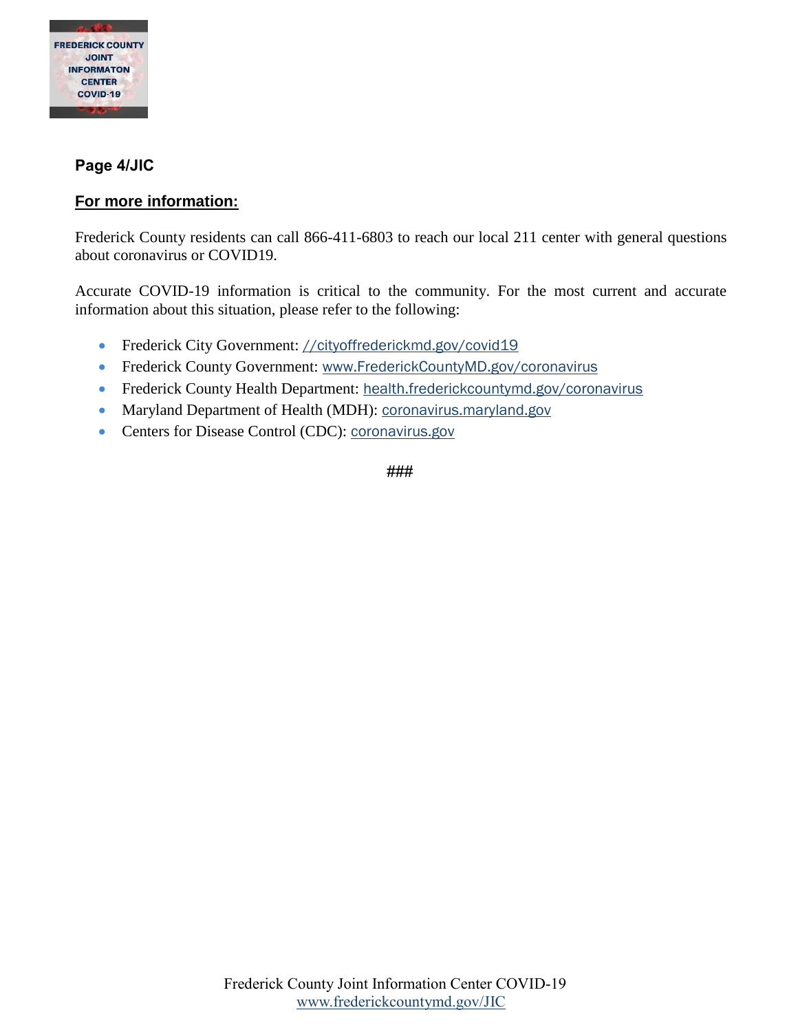**Page 4/JIC**

## For more information:

Frederick County residents can call 866-411-6803 to reach our local 211 center with general questions about coronavirus or COVID19.

Accurate COVID-19 information is critical to the community. For the most current and accurate information about this situation, please refer to the following:

- Frederick City Government: //cityoffrederickmd.gov/covid19
- Frederick County Government: www.FrederickCountyMD.gov/coronavirus
- Frederick County Health Department: health.frederickcountymd.gov/coronavirus
- Maryland Department of Health (MDH): coronavirus.maryland.gov
- Centers for Disease Control (CDC): coronavirus.gov

###